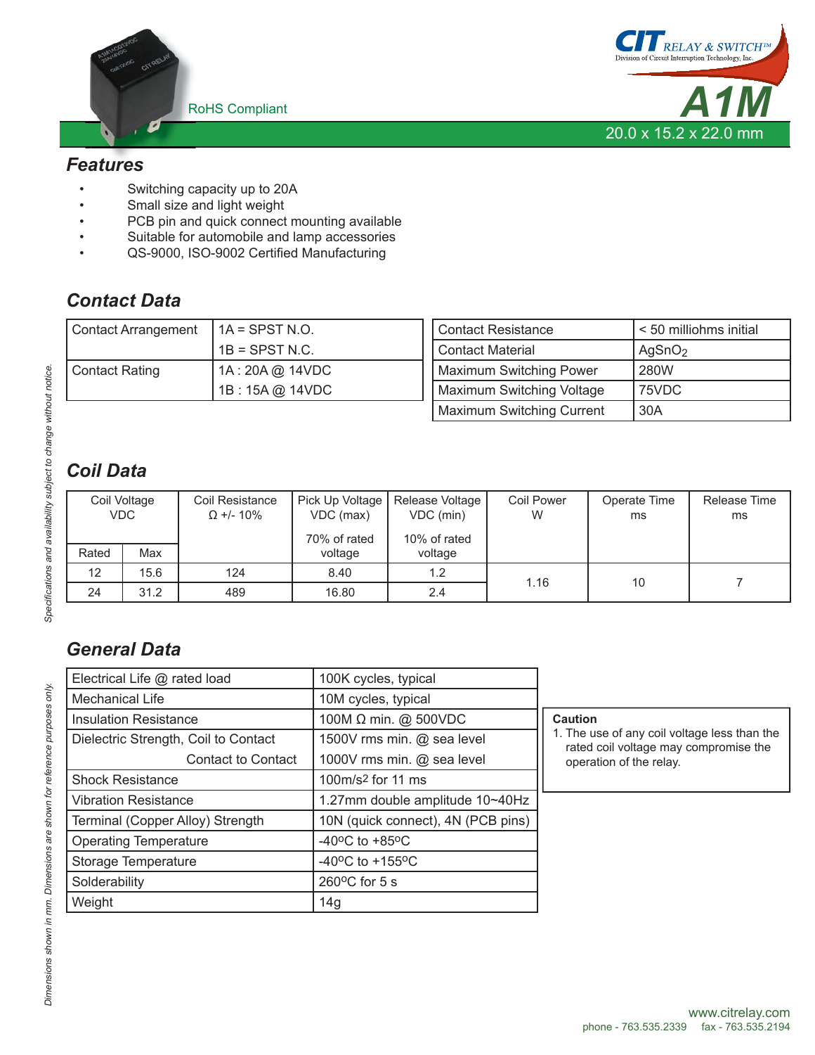# A1M

RoHS Compliant

CIT RELAY & SWITCH™
Division of Circuit Interruption Technology, Inc.

20.0 x 15.2 x 22.0 mm

## Features

- Switching capacity up to 20A
- Small size and light weight
- PCB pin and quick connect mounting available
- Suitable for automobile and lamp accessories
- QS-9000, ISO-9002 Certified Manufacturing

## Contact Data

| | |
|---|---|
| Contact Arrangement | 1A = SPST N.O. |
| | 1B = SPST N.C. |
| Contact Rating | 1A : 20A @ 14VDC |
| | 1B : 15A @ 14VDC |

| | |
|---|---|
| Contact Resistance | < 50 milliohms initial |
| Contact Material | $AgSnO_2$ |
| Maximum Switching Power | 280W |
| Maximum Switching Voltage | 75VDC |
| Maximum Switching Current | 30A |

## Coil Data

| Coil Voltage VDC | | Coil Resistance Ω +/- 10% | Pick Up Voltage VDC (max) 70% of rated voltage | Release Voltage VDC (min) 10% of rated voltage | Coil Power W | Operate Time ms | Release Time ms |
|---|---|---|---|---|---|---|---|
| Rated | Max | | | | | | |
| 12 | 15.6 | 124 | 8.40 | 1.2 | 1.16 | 10 | 7 |
| 24 | 31.2 | 489 | 16.80 | 2.4 | | | |

## General Data

| | |
|---|---|
| Electrical Life @ rated load | 100K cycles, typical |
| Mechanical Life | 10M cycles, typical |
| Insulation Resistance | 100M Ω min. @ 500VDC |
| Dielectric Strength, Coil to Contact | 1500V rms min. @ sea level |
| Contact to Contact | 1000V rms min. @ sea level |
| Shock Resistance | 100m/s² for 11 ms |
| Vibration Resistance | 1.27mm double amplitude 10~40Hz |
| Terminal (Copper Alloy) Strength | 10N (quick connect), 4N (PCB pins) |
| Operating Temperature | -40°C to +85°C |
| Storage Temperature | -40°C to +155°C |
| Solderability | 260°C for 5 s |
| Weight | 14g |

**Caution**

1. The use of any coil voltage less than the rated coil voltage may compromise the operation of the relay.

*Specifications and availability subject to change without notice.*

*Dimensions shown in mm. Dimensions are shown for reference purposes only.*

www.citrelay.com
phone - 763.535.2339 fax - 763.535.2194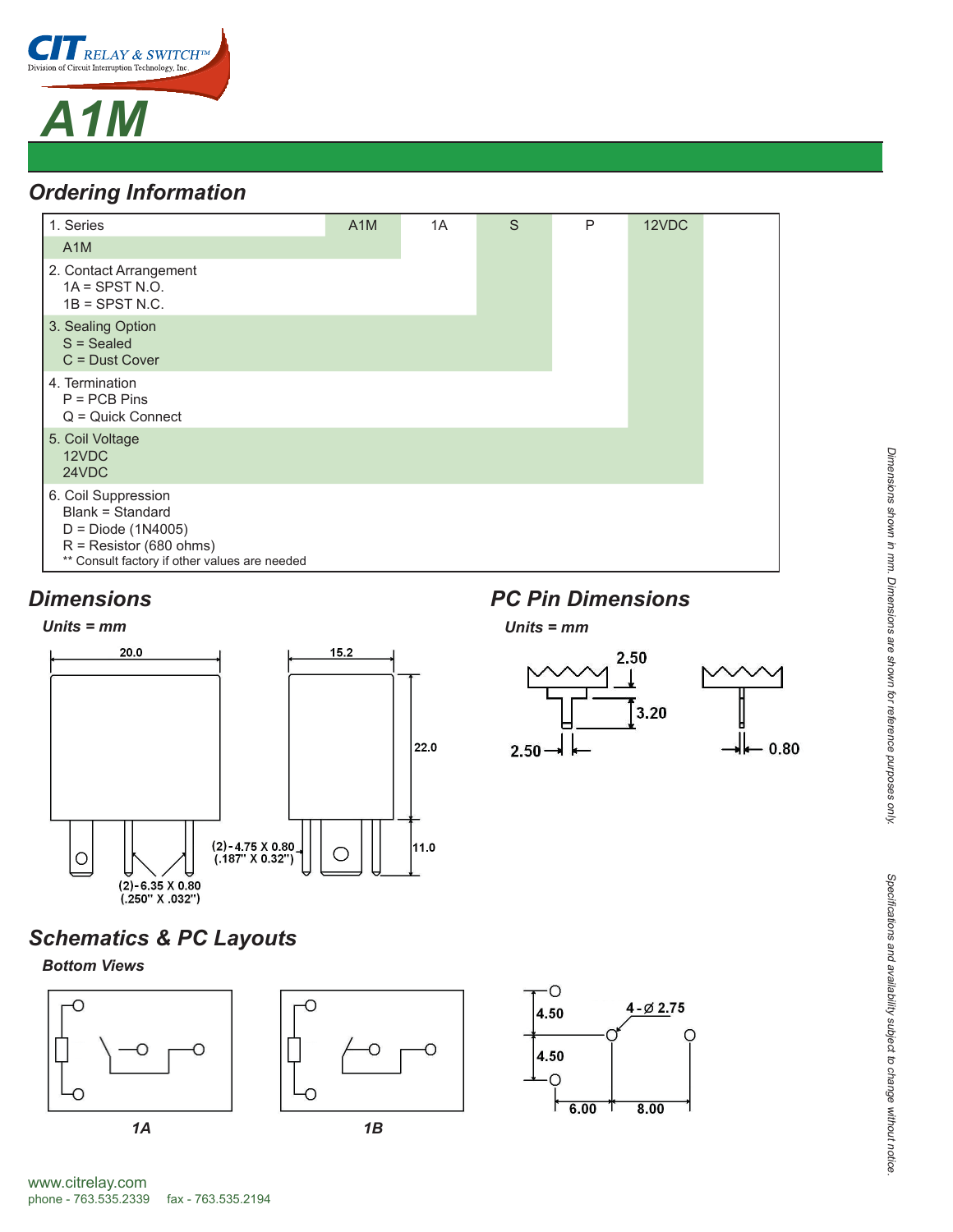# A1M

## Ordering Information

| | | | | | |
|---|---|---|---|---|---|
| 1. Series<br>A1M | A1M | 1A | S | P | 12VDC |
| 2. Contact Arrangement<br>1A = SPST N.O.<br>1B = SPST N.C. | | | | | |
| 3. Sealing Option<br>S = Sealed<br>C = Dust Cover | | | | | |
| 4. Termination<br>P = PCB Pins<br>Q = Quick Connect | | | | | |
| 5. Coil Voltage<br>12VDC<br>24VDC | | | | | |
| 6. Coil Suppression<br>Blank = Standard<br>D = Diode (1N4005)<br>R = Resistor (680 ohms)<br>** Consult factory if other values are needed | | | | | |

## Dimensions

**Units = mm**

20.0
15.2
22.0
11.0
(2)-4.75 X 0.80
(.187" X 0.32")
(2)-6.35 X 0.80
(.250" X .032")

## PC Pin Dimensions

**Units = mm**

2.50
3.20
2.50
0.80

## Schematics & PC Layouts

**Bottom Views**

1A

1B

4.50
4.50
4-Ø 2.75
6.00
8.00

*Dimensions shown in mm. Dimensions are shown for reference purposes only.*

*Specifications and availability subject to change without notice.*

www.citrelay.com
phone - 763.535.2339 fax - 763.535.2194